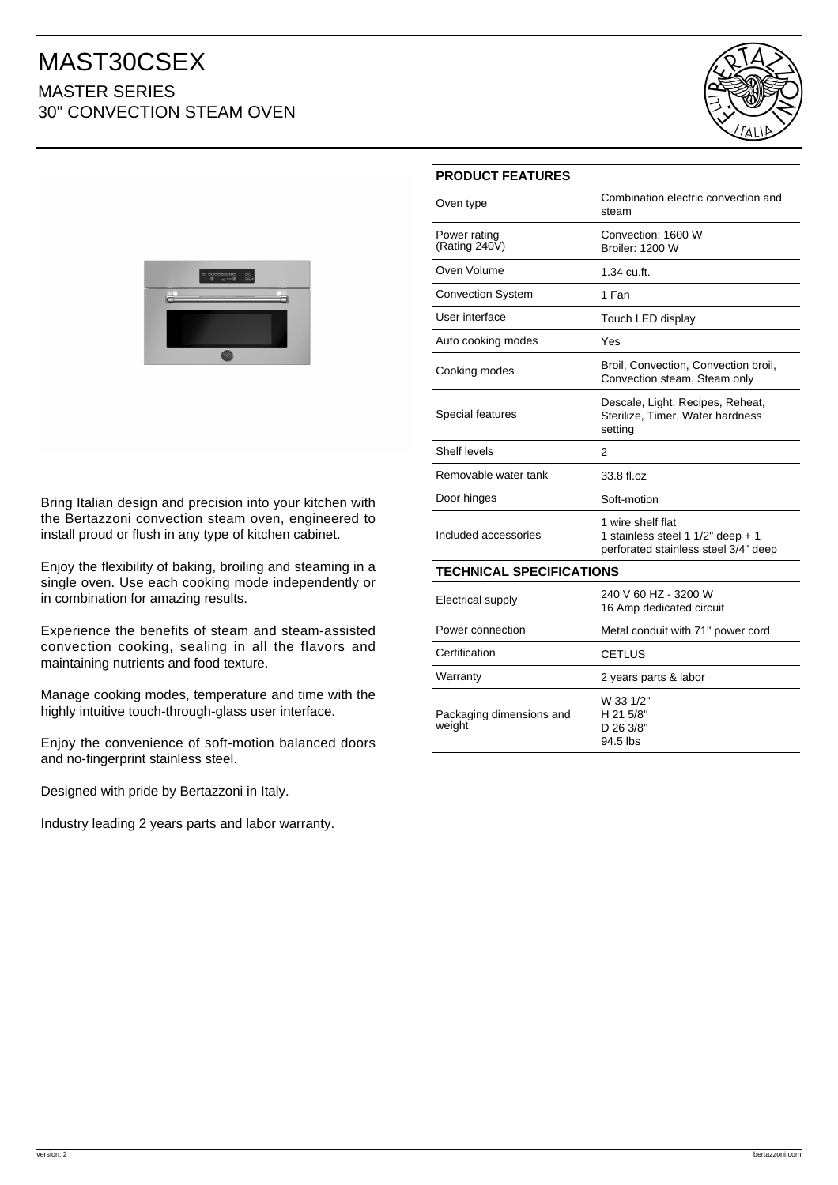# MAST30CSEX

## MASTER SERIES

## 30" CONVECTION STEAM OVEN

Bring Italian design and precision into your kitchen with the Bertazzoni convection steam oven, engineered to install proud or flush in any type of kitchen cabinet.

Enjoy the flexibility of baking, broiling and steaming in a single oven. Use each cooking mode independently or in combination for amazing results.

Experience the benefits of steam and steam-assisted convection cooking, sealing in all the flavors and maintaining nutrients and food texture.

Manage cooking modes, temperature and time with the highly intuitive touch-through-glass user interface.

Enjoy the convenience of soft-motion balanced doors and no-fingerprint stainless steel.

Designed with pride by Bertazzoni in Italy.

Industry leading 2 years parts and labor warranty.

| PRODUCT FEATURES | |
|---|---|
| Oven type | Combination electric convection and steam |
| Power rating (Rating 240V) | Convection: 1600 W<br>Broiler: 1200 W |
| Oven Volume | 1.34 cu.ft. |
| Convection System | 1 Fan |
| User interface | Touch LED display |
| Auto cooking modes | Yes |
| Cooking modes | Broil, Convection, Convection broil, Convection steam, Steam only |
| Special features | Descale, Light, Recipes, Reheat, Sterilize, Timer, Water hardness setting |
| Shelf levels | 2 |
| Removable water tank | 33.8 fl.oz |
| Door hinges | Soft-motion |
| Included accessories | 1 wire shelf flat<br>1 stainless steel 1 1/2" deep + 1 perforated stainless steel 3/4" deep |

| TECHNICAL SPECIFICATIONS | |
|---|---|
| Electrical supply | 240 V 60 HZ - 3200 W<br>16 Amp dedicated circuit |
| Power connection | Metal conduit with 71" power cord |
| Certification | CETLUS |
| Warranty | 2 years parts & labor |
| Packaging dimensions and weight | W 33 1/2"<br>H 21 5/8"<br>D 26 3/8"<br>94.5 lbs |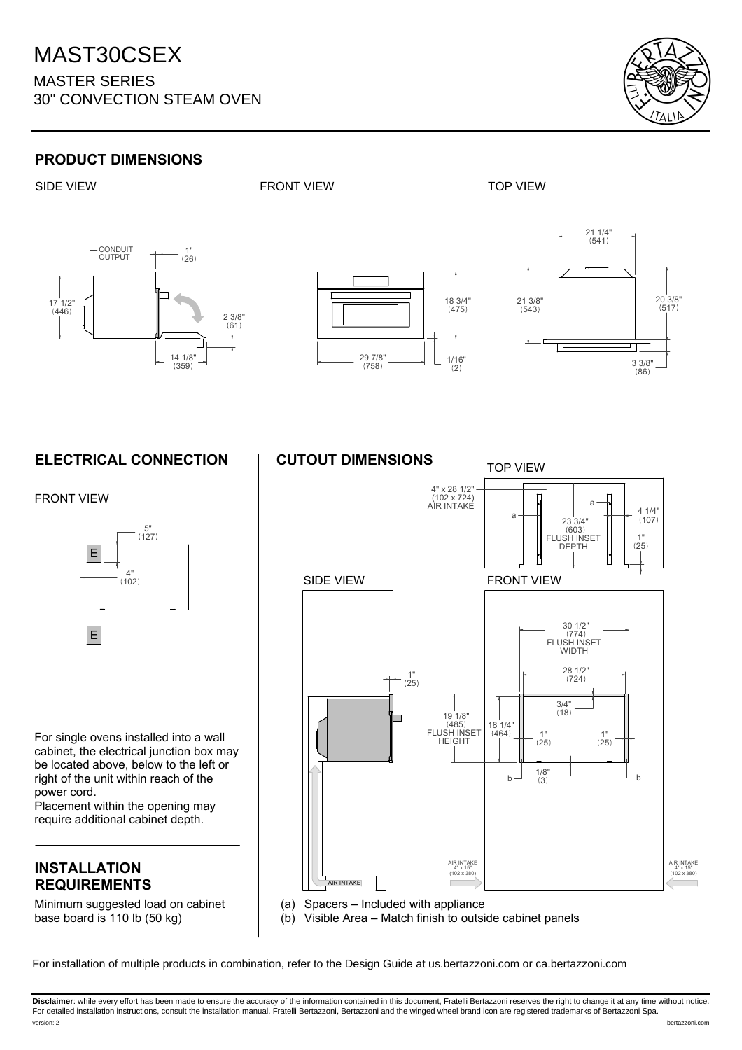# MAST30CSEX

MASTER SERIES
30" CONVECTION STEAM OVEN

## PRODUCT DIMENSIONS

SIDE VIEW

CONDUIT OUTPUT
1" (26)
17 1/2" (446)
2 3/8" (61)
14 1/8" (359)

FRONT VIEW

18 3/4" (475)
29 7/8" (758)
1/16" (2)

TOP VIEW

21 1/4" (541)
21 3/8" (543)
20 3/8" (517)
3 3/8" (86)

## ELECTRICAL CONNECTION

FRONT VIEW

5" (127)
E
4" (102)
E

For single ovens installed into a wall cabinet, the electrical junction box may be located above, below to the left or right of the unit within reach of the power cord.
Placement within the opening may require additional cabinet depth.

## INSTALLATION REQUIREMENTS

Minimum suggested load on cabinet base board is 110 lb (50 kg)

## CUTOUT DIMENSIONS

TOP VIEW

4" x 28 1/2" (102 x 724) AIR INTAKE
a
a
23 3/4" (603) FLUSH INSET DEPTH
4 1/4" (107)
1" (25)

SIDE VIEW

1" (25)
AIR INTAKE

FRONT VIEW

30 1/2" (774) FLUSH INSET WIDTH
28 1/2" (724)
3/4" (18)
19 1/8" (485) FLUSH INSET HEIGHT
18 1/4" (464)
1" (25)
1" (25)
1/8" (3)
b
b
AIR INTAKE 4" x 15" (102 x 380)
AIR INTAKE 4" x 15" (102 x 380)

(a) Spacers – Included with appliance
(b) Visible Area – Match finish to outside cabinet panels

For installation of multiple products in combination, refer to the Design Guide at us.bertazzoni.com or ca.bertazzoni.com

**Disclaimer**: while every effort has been made to ensure the accuracy of the information contained in this document, Fratelli Bertazzoni reserves the right to change it at any time without notice. For detailed installation instructions, consult the installation manual. Fratelli Bertazzoni, Bertazzoni and the winged wheel brand icon are registered trademarks of Bertazzoni Spa.

version: 2

bertazzoni.com